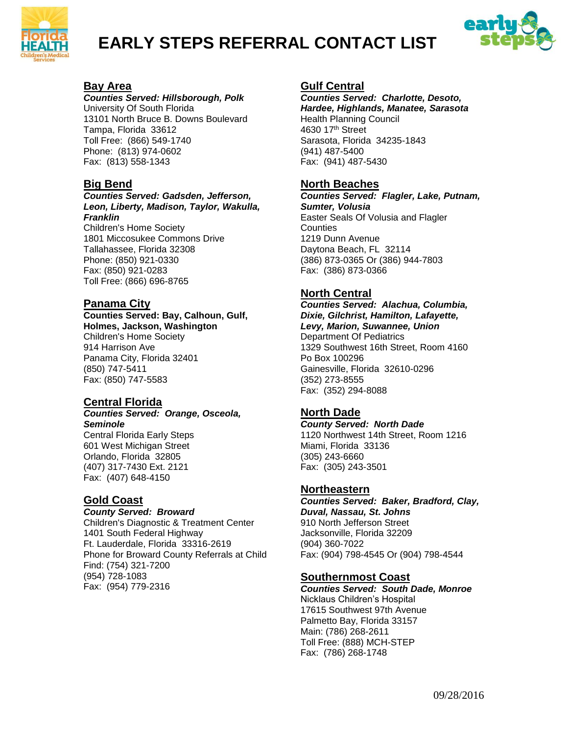# EARLY STEPS REFERRAL CONTACT LIST

## Bay Area

***Counties Served: Hillsborough, Polk***
University Of South Florida
13101 North Bruce B. Downs Boulevard
Tampa, Florida 33612
Toll Free: (866) 549-1740
Phone: (813) 974-0602
Fax: (813) 558-1343

## Big Bend

***Counties Served: Gadsden, Jefferson, Leon, Liberty, Madison, Taylor, Wakulla, Franklin***
Children's Home Society
1801 Miccosukee Commons Drive
Tallahassee, Florida 32308
Phone: (850) 921-0330
Fax: (850) 921-0283
Toll Free: (866) 696-8765

## Panama City

**Counties Served: Bay, Calhoun, Gulf, Holmes, Jackson, Washington**
Children's Home Society
914 Harrison Ave
Panama City, Florida 32401
(850) 747-5411
Fax: (850) 747-5583

## Central Florida

***Counties Served: Orange, Osceola, Seminole***
Central Florida Early Steps
601 West Michigan Street
Orlando, Florida 32805
(407) 317-7430 Ext. 2121
Fax: (407) 648-4150

## Gold Coast

***County Served: Broward***
Children's Diagnostic & Treatment Center
1401 South Federal Highway
Ft. Lauderdale, Florida 33316-2619
Phone for Broward County Referrals at Child Find: (754) 321-7200
(954) 728-1083
Fax: (954) 779-2316

## Gulf Central

***Counties Served: Charlotte, Desoto, Hardee, Highlands, Manatee, Sarasota***
Health Planning Council
4630 17th Street
Sarasota, Florida 34235-1843
(941) 487-5400
Fax: (941) 487-5430

## North Beaches

***Counties Served: Flagler, Lake, Putnam, Sumter, Volusia***
Easter Seals Of Volusia and Flagler Counties
1219 Dunn Avenue
Daytona Beach, FL 32114
(386) 873-0365 Or (386) 944-7803
Fax: (386) 873-0366

## North Central

***Counties Served: Alachua, Columbia, Dixie, Gilchrist, Hamilton, Lafayette, Levy, Marion, Suwannee, Union***
Department Of Pediatrics
1329 Southwest 16th Street, Room 4160
Po Box 100296
Gainesville, Florida 32610-0296
(352) 273-8555
Fax: (352) 294-8088

## North Dade

***County Served: North Dade***
1120 Northwest 14th Street, Room 1216
Miami, Florida 33136
(305) 243-6660
Fax: (305) 243-3501

## Northeastern

***Counties Served: Baker, Bradford, Clay, Duval, Nassau, St. Johns***
910 North Jefferson Street
Jacksonville, Florida 32209
(904) 360-7022
Fax: (904) 798-4545 Or (904) 798-4544

## Southernmost Coast

***Counties Served: South Dade, Monroe***
Nicklaus Children's Hospital
17615 Southwest 97th Avenue
Palmetto Bay, Florida 33157
Main: (786) 268-2611
Toll Free: (888) MCH-STEP
Fax: (786) 268-1748

09/28/2016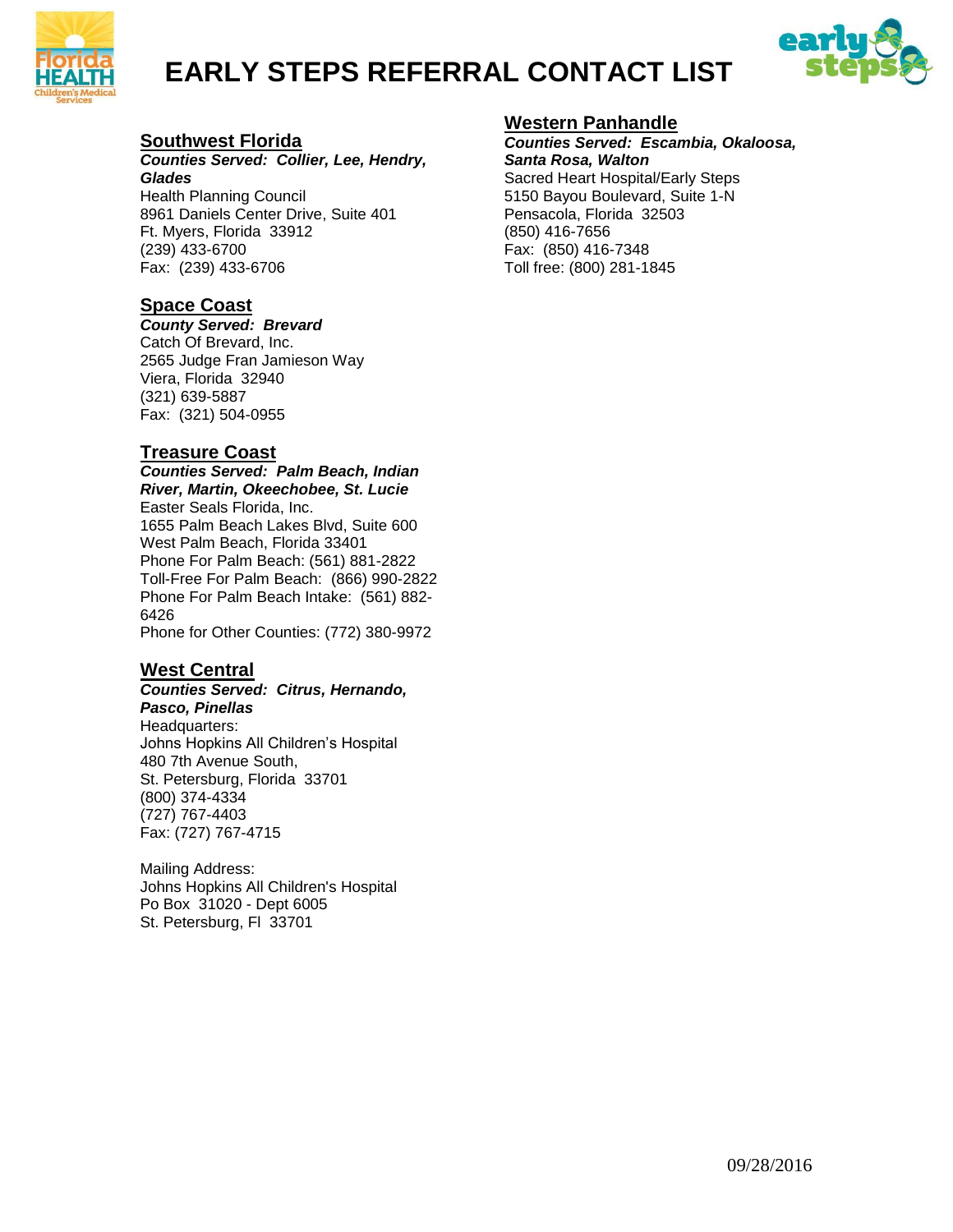# EARLY STEPS REFERRAL CONTACT LIST

## Southwest Florida

***Counties Served: Collier, Lee, Hendry, Glades***

Health Planning Council
8961 Daniels Center Drive, Suite 401
Ft. Myers, Florida 33912
(239) 433-6700
Fax: (239) 433-6706

## Space Coast

***County Served: Brevard***

Catch Of Brevard, Inc.
2565 Judge Fran Jamieson Way
Viera, Florida 32940
(321) 639-5887
Fax: (321) 504-0955

## Treasure Coast

***Counties Served: Palm Beach, Indian River, Martin, Okeechobee, St. Lucie***

Easter Seals Florida, Inc.
1655 Palm Beach Lakes Blvd, Suite 600
West Palm Beach, Florida 33401
Phone For Palm Beach: (561) 881-2822
Toll-Free For Palm Beach: (866) 990-2822
Phone For Palm Beach Intake: (561) 882-6426
Phone for Other Counties: (772) 380-9972

## West Central

***Counties Served: Citrus, Hernando, Pasco, Pinellas***

Headquarters:
Johns Hopkins All Children's Hospital
480 7th Avenue South,
St. Petersburg, Florida 33701
(800) 374-4334
(727) 767-4403
Fax: (727) 767-4715

Mailing Address:
Johns Hopkins All Children's Hospital
Po Box 31020 - Dept 6005
St. Petersburg, Fl 33701

## Western Panhandle

***Counties Served: Escambia, Okaloosa, Santa Rosa, Walton***

Sacred Heart Hospital/Early Steps
5150 Bayou Boulevard, Suite 1-N
Pensacola, Florida 32503
(850) 416-7656
Fax: (850) 416-7348
Toll free: (800) 281-1845

09/28/2016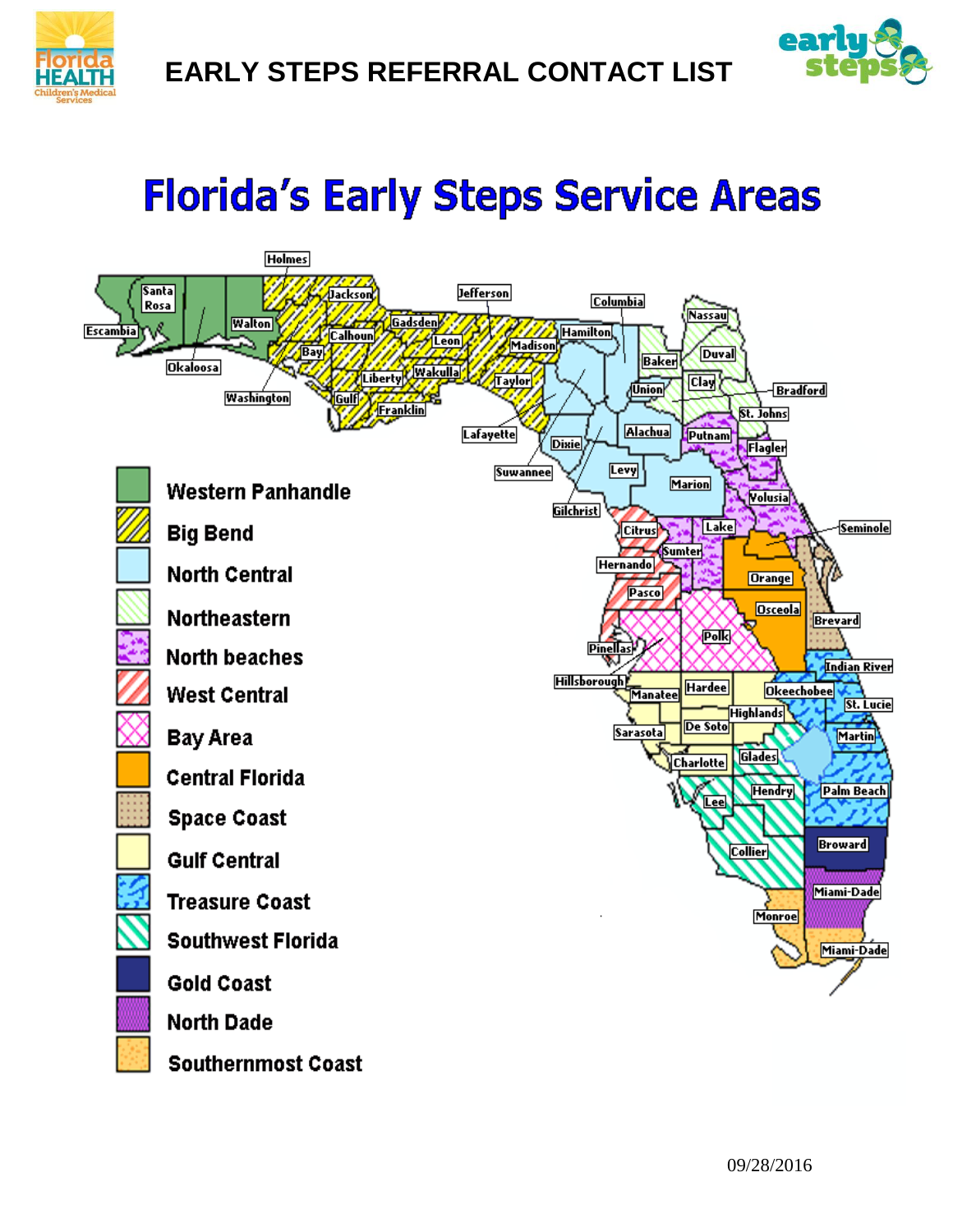# EARLY STEPS REFERRAL CONTACT LIST

## Florida's Early Steps Service Areas

Holmes
Santa Rosa
Jackson
Jefferson
Columbia
Nassau
Escambia
Walton
Gadsden
Hamilton
Calhoun
Leon
Madison
Baker
Duval
Bay
Okaloosa
Wakulla
Liberty
Taylor
Clay
Union
Bradford
Washington
Gulf
Franklin
St. Johns
Lafayette
Alachua
Putnam
Flagler
Dixie
Suwannee
Levy
Marion
Volusia
Gilchrist
Citrus
Lake
Seminole
Sumter
Hernando
Orange
Pasco
Osceola
Brevard
Polk
Pinellas
Indian River
Hillsborough
Hardee
Okeechobee
Manatee
St. Lucie
Highlands
Sarasota
De Soto
Martin
Glades
Charlotte
Hendry
Palm Beach
Lee
Collier
Broward
Miami-Dade
Monroe
Miami-Dade

- Western Panhandle
- Big Bend
- North Central
- Northeastern
- North beaches
- West Central
- Bay Area
- Central Florida
- Space Coast
- Gulf Central
- Treasure Coast
- Southwest Florida
- Gold Coast
- North Dade
- Southernmost Coast

09/28/2016